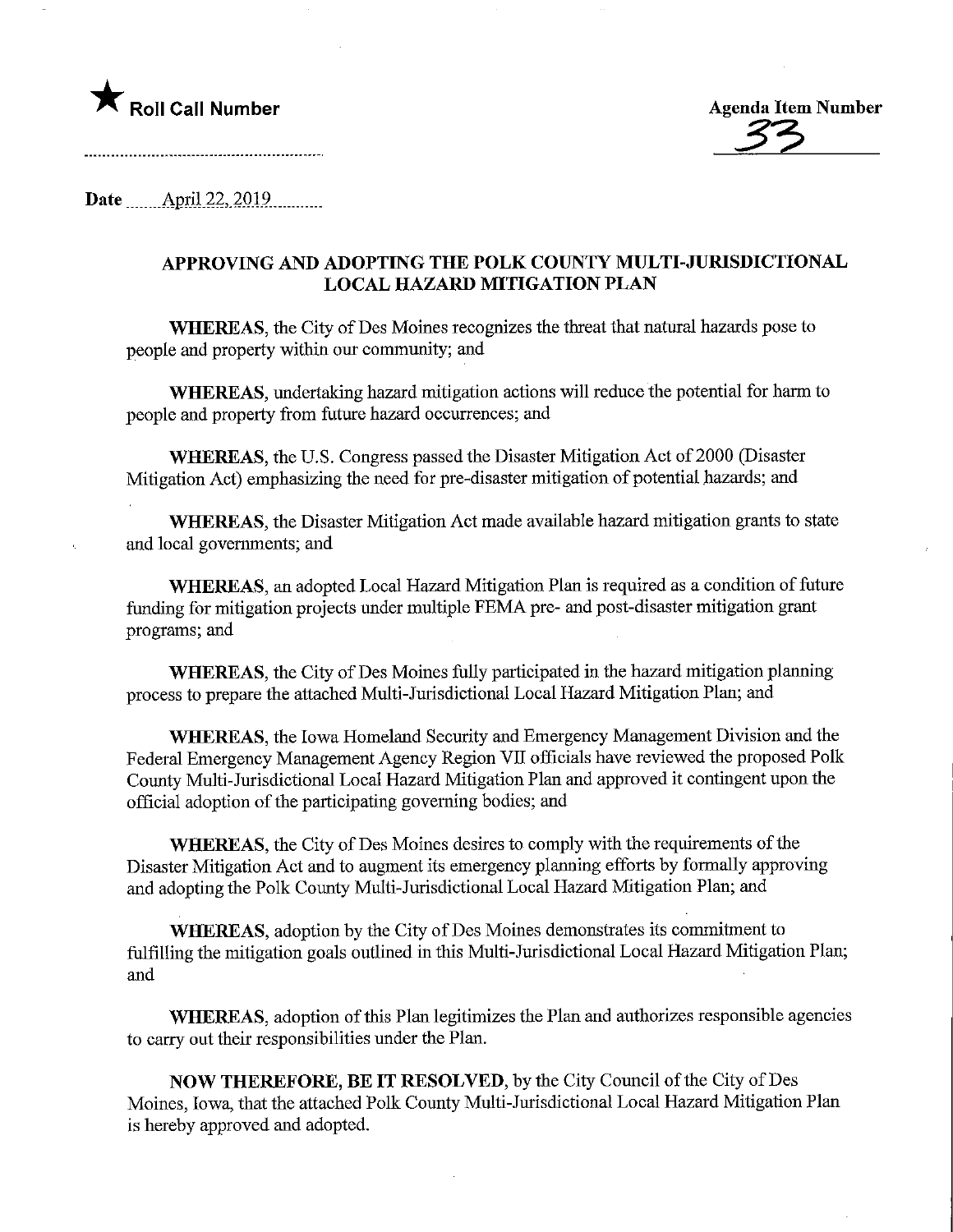★ **Roll Call Number**

**Agenda Item Number**
33

**Date** April 22, 2019

## APPROVING AND ADOPTING THE POLK COUNTY MULTI-JURISDICTIONAL LOCAL HAZARD MITIGATION PLAN

**WHEREAS**, the City of Des Moines recognizes the threat that natural hazards pose to people and property within our community; and

**WHEREAS**, undertaking hazard mitigation actions will reduce the potential for harm to people and property from future hazard occurrences; and

**WHEREAS**, the U.S. Congress passed the Disaster Mitigation Act of 2000 (Disaster Mitigation Act) emphasizing the need for pre-disaster mitigation of potential hazards; and

**WHEREAS**, the Disaster Mitigation Act made available hazard mitigation grants to state and local governments; and

**WHEREAS**, an adopted Local Hazard Mitigation Plan is required as a condition of future funding for mitigation projects under multiple FEMA pre- and post-disaster mitigation grant programs; and

**WHEREAS**, the City of Des Moines fully participated in the hazard mitigation planning process to prepare the attached Multi-Jurisdictional Local Hazard Mitigation Plan; and

**WHEREAS**, the Iowa Homeland Security and Emergency Management Division and the Federal Emergency Management Agency Region VII officials have reviewed the proposed Polk County Multi-Jurisdictional Local Hazard Mitigation Plan and approved it contingent upon the official adoption of the participating governing bodies; and

**WHEREAS**, the City of Des Moines desires to comply with the requirements of the Disaster Mitigation Act and to augment its emergency planning efforts by formally approving and adopting the Polk County Multi-Jurisdictional Local Hazard Mitigation Plan; and

**WHEREAS**, adoption by the City of Des Moines demonstrates its commitment to fulfilling the mitigation goals outlined in this Multi-Jurisdictional Local Hazard Mitigation Plan; and

**WHEREAS**, adoption of this Plan legitimizes the Plan and authorizes responsible agencies to carry out their responsibilities under the Plan.

**NOW THEREFORE, BE IT RESOLVED**, by the City Council of the City of Des Moines, Iowa, that the attached Polk County Multi-Jurisdictional Local Hazard Mitigation Plan is hereby approved and adopted.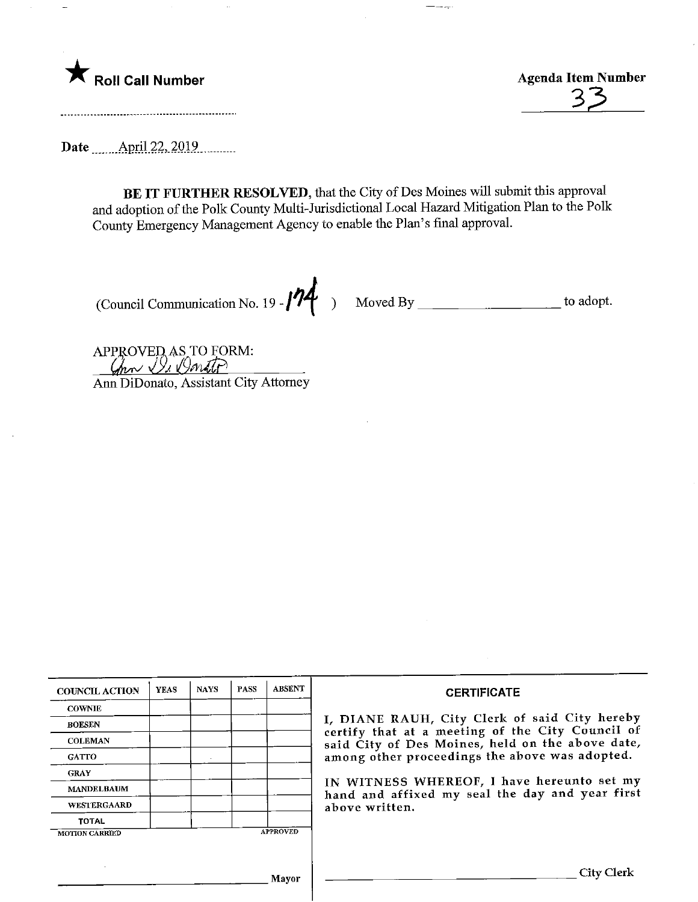★ **Roll Call Number**

**Agenda Item Number**
33

Date April 22, 2019

**BE IT FURTHER RESOLVED**, that the City of Des Moines will submit this approval and adoption of the Polk County Multi-Jurisdictional Local Hazard Mitigation Plan to the Polk County Emergency Management Agency to enable the Plan's final approval.

(Council Communication No. 19 - 174 ) Moved By ____________________ to adopt.

APPROVED AS TO FORM:
Ann DiDonato
Ann DiDonato, Assistant City Attorney

| COUNCIL ACTION | YEAS | NAYS | PASS | ABSENT |
|---|---|---|---|---|
| COWNIE | | | | |
| BOESEN | | | | |
| COLEMAN | | | | |
| GATTO | | | | |
| GRAY | | | | |
| MANDELBAUM | | | | |
| WESTERGAARD | | | | |
| TOTAL | | | | |

MOTION CARRIED APPROVED

____________________ Mayor

**CERTIFICATE**

I, DIANE RAUH, City Clerk of said City hereby certify that at a meeting of the City Council of said City of Des Moines, held on the above date, among other proceedings the above was adopted.

IN WITNESS WHEREOF, I have hereunto set my hand and affixed my seal the day and year first above written.

____________________ City Clerk